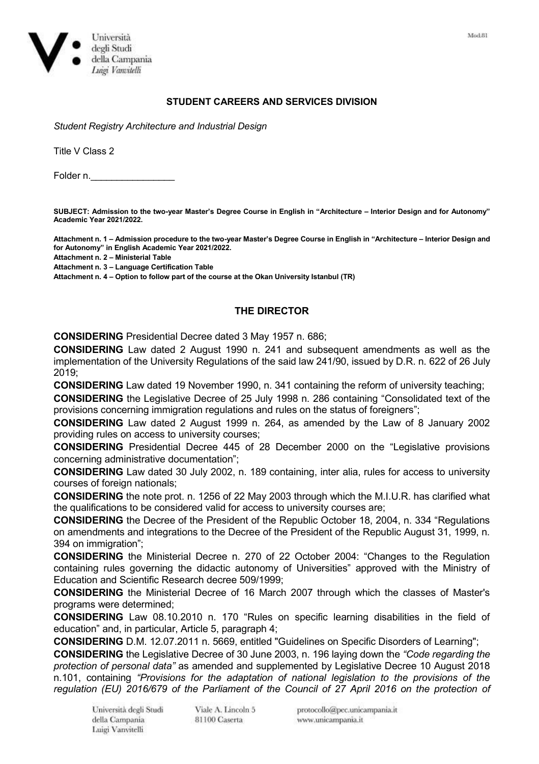**STUDENT CAREERS AND SERVICES DIVISION**

*Student Registry Architecture and Industrial Design*

Title V Class 2

Folder n.________________

**SUBJECT: Admission to the two-year Master's Degree Course in English in "Architecture – Interior Design and for Autonomy" Academic Year 2021/2022.**

**Attachment n. 1 – Admission procedure to the two-year Master's Degree Course in English in "Architecture – Interior Design and for Autonomy" in English Academic Year 2021/2022.**
**Attachment n. 2 – Ministerial Table**
**Attachment n. 3 – Language Certification Table**
**Attachment n. 4 – Option to follow part of the course at the Okan University Istanbul (TR)**

## THE DIRECTOR

**CONSIDERING** Presidential Decree dated 3 May 1957 n. 686;

**CONSIDERING** Law dated 2 August 1990 n. 241 and subsequent amendments as well as the implementation of the University Regulations of the said law 241/90, issued by D.R. n. 622 of 26 July 2019;

**CONSIDERING** Law dated 19 November 1990, n. 341 containing the reform of university teaching;

**CONSIDERING** the Legislative Decree of 25 July 1998 n. 286 containing "Consolidated text of the provisions concerning immigration regulations and rules on the status of foreigners";

**CONSIDERING** Law dated 2 August 1999 n. 264, as amended by the Law of 8 January 2002 providing rules on access to university courses;

**CONSIDERING** Presidential Decree 445 of 28 December 2000 on the "Legislative provisions concerning administrative documentation";

**CONSIDERING** Law dated 30 July 2002, n. 189 containing, inter alia, rules for access to university courses of foreign nationals;

**CONSIDERING** the note prot. n. 1256 of 22 May 2003 through which the M.I.U.R. has clarified what the qualifications to be considered valid for access to university courses are;

**CONSIDERING** the Decree of the President of the Republic October 18, 2004, n. 334 "Regulations on amendments and integrations to the Decree of the President of the Republic August 31, 1999, n. 394 on immigration";

**CONSIDERING** the Ministerial Decree n. 270 of 22 October 2004: "Changes to the Regulation containing rules governing the didactic autonomy of Universities" approved with the Ministry of Education and Scientific Research decree 509/1999;

**CONSIDERING** the Ministerial Decree of 16 March 2007 through which the classes of Master's programs were determined;

**CONSIDERING** Law 08.10.2010 n. 170 "Rules on specific learning disabilities in the field of education" and, in particular, Article 5, paragraph 4;

**CONSIDERING** D.M. 12.07.2011 n. 5669, entitled "Guidelines on Specific Disorders of Learning";

**CONSIDERING** the Legislative Decree of 30 June 2003, n. 196 laying down the *"Code regarding the protection of personal data"* as amended and supplemented by Legislative Decree 10 August 2018 n.101, containing *"Provisions for the adaptation of national legislation to the provisions of the regulation (EU) 2016/679 of the Parliament of the Council of 27 April 2016 on the protection of*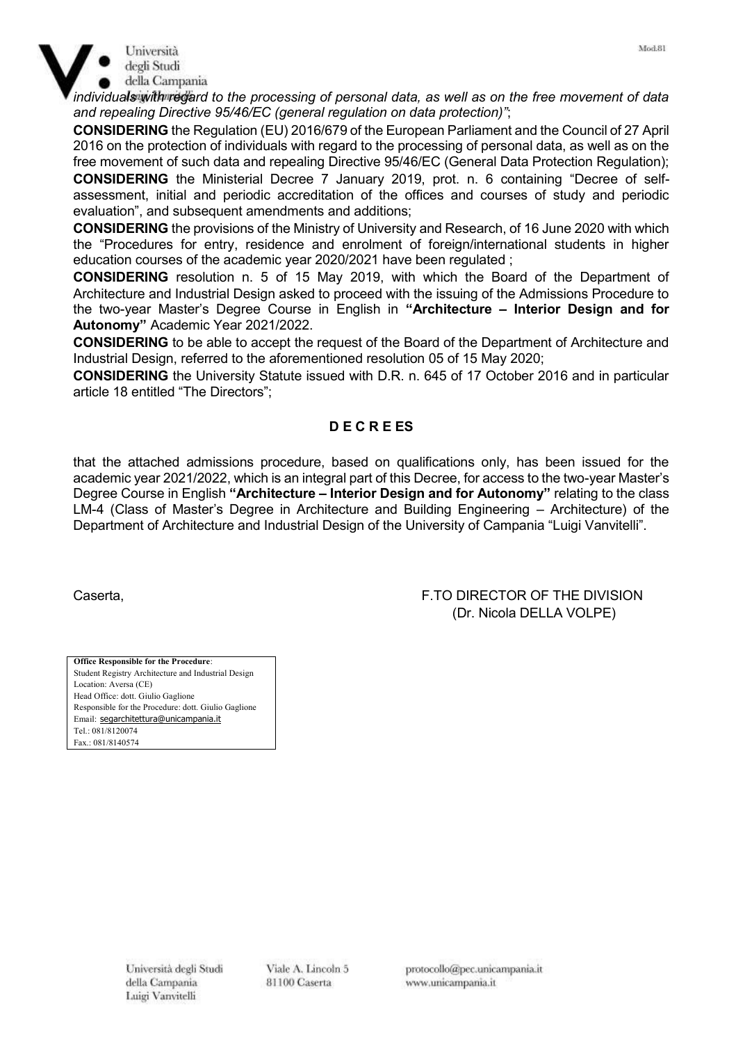*individuals with regard to the processing of personal data, as well as on the free movement of data and repealing Directive 95/46/EC (general regulation on data protection)"*;

**CONSIDERING** the Regulation (EU) 2016/679 of the European Parliament and the Council of 27 April 2016 on the protection of individuals with regard to the processing of personal data, as well as on the free movement of such data and repealing Directive 95/46/EC (General Data Protection Regulation);

**CONSIDERING** the Ministerial Decree 7 January 2019, prot. n. 6 containing "Decree of self-assessment, initial and periodic accreditation of the offices and courses of study and periodic evaluation", and subsequent amendments and additions;

**CONSIDERING** the provisions of the Ministry of University and Research, of 16 June 2020 with which the "Procedures for entry, residence and enrolment of foreign/international students in higher education courses of the academic year 2020/2021 have been regulated ;

**CONSIDERING** resolution n. 5 of 15 May 2019, with which the Board of the Department of Architecture and Industrial Design asked to proceed with the issuing of the Admissions Procedure to the two-year Master's Degree Course in English in **"Architecture – Interior Design and for Autonomy"** Academic Year 2021/2022.

**CONSIDERING** to be able to accept the request of the Board of the Department of Architecture and Industrial Design, referred to the aforementioned resolution 05 of 15 May 2020;

**CONSIDERING** the University Statute issued with D.R. n. 645 of 17 October 2016 and in particular article 18 entitled "The Directors";

**D E C R E ES**

that the attached admissions procedure, based on qualifications only, has been issued for the academic year 2021/2022, which is an integral part of this Decree, for access to the two-year Master's Degree Course in English **"Architecture – Interior Design and for Autonomy"** relating to the class LM-4 (Class of Master's Degree in Architecture and Building Engineering – Architecture) of the Department of Architecture and Industrial Design of the University of Campania "Luigi Vanvitelli".

Caserta,

F.TO DIRECTOR OF THE DIVISION
(Dr. Nicola DELLA VOLPE)

**Office Responsible for the Procedure**:
Student Registry Architecture and Industrial Design
Location: Aversa (CE)
Head Office: dott. Giulio Gaglione
Responsible for the Procedure: dott. Giulio Gaglione
Email: segarchitettura@unicampania.it
Tel.: 081/8120074
Fax.: 081/8140574